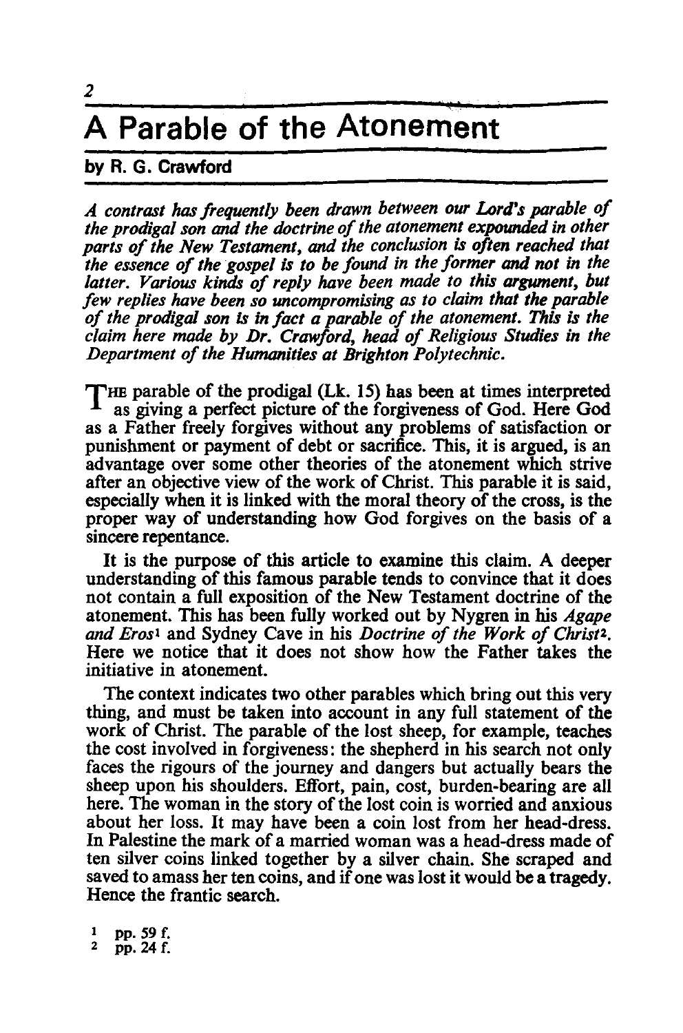# A Parable of the Atonement

**by R. G. Crawford**

*A contrast has frequently been drawn between our Lord's parable of the prodigal son and the doctrine of the atonement expounded in other parts of the New Testament, and the conclusion is often reached that the essence of the gospel is to be found in the former and not in the latter. Various kinds of reply have been made to this argument, but few replies have been so uncompromising as to claim that the parable of the prodigal son is in fact a parable of the atonement. This is the claim here made by Dr. Crawford, head of Religious Studies in the Department of the Humanities at Brighton Polytechnic.*

THE parable of the prodigal (Lk. 15) has been at times interpreted as giving a perfect picture of the forgiveness of God. Here God as a Father freely forgives without any problems of satisfaction or punishment or payment of debt or sacrifice. This, it is argued, is an advantage over some other theories of the atonement which strive after an objective view of the work of Christ. This parable it is said, especially when it is linked with the moral theory of the cross, is the proper way of understanding how God forgives on the basis of a sincere repentance.

It is the purpose of this article to examine this claim. A deeper understanding of this famous parable tends to convince that it does not contain a full exposition of the New Testament doctrine of the atonement. This has been fully worked out by Nygren in his *Agape and Eros*[1] and Sydney Cave in his *Doctrine of the Work of Christ*[2]. Here we notice that it does not show how the Father takes the initiative in atonement.

The context indicates two other parables which bring out this very thing, and must be taken into account in any full statement of the work of Christ. The parable of the lost sheep, for example, teaches the cost involved in forgiveness: the shepherd in his search not only faces the rigours of the journey and dangers but actually bears the sheep upon his shoulders. Effort, pain, cost, burden-bearing are all here. The woman in the story of the lost coin is worried and anxious about her loss. It may have been a coin lost from her head-dress. In Palestine the mark of a married woman was a head-dress made of ten silver coins linked together by a silver chain. She scraped and saved to amass her ten coins, and if one was lost it would be a tragedy. Hence the frantic search.

[1] pp. 59 f.
[2] pp. 24 f.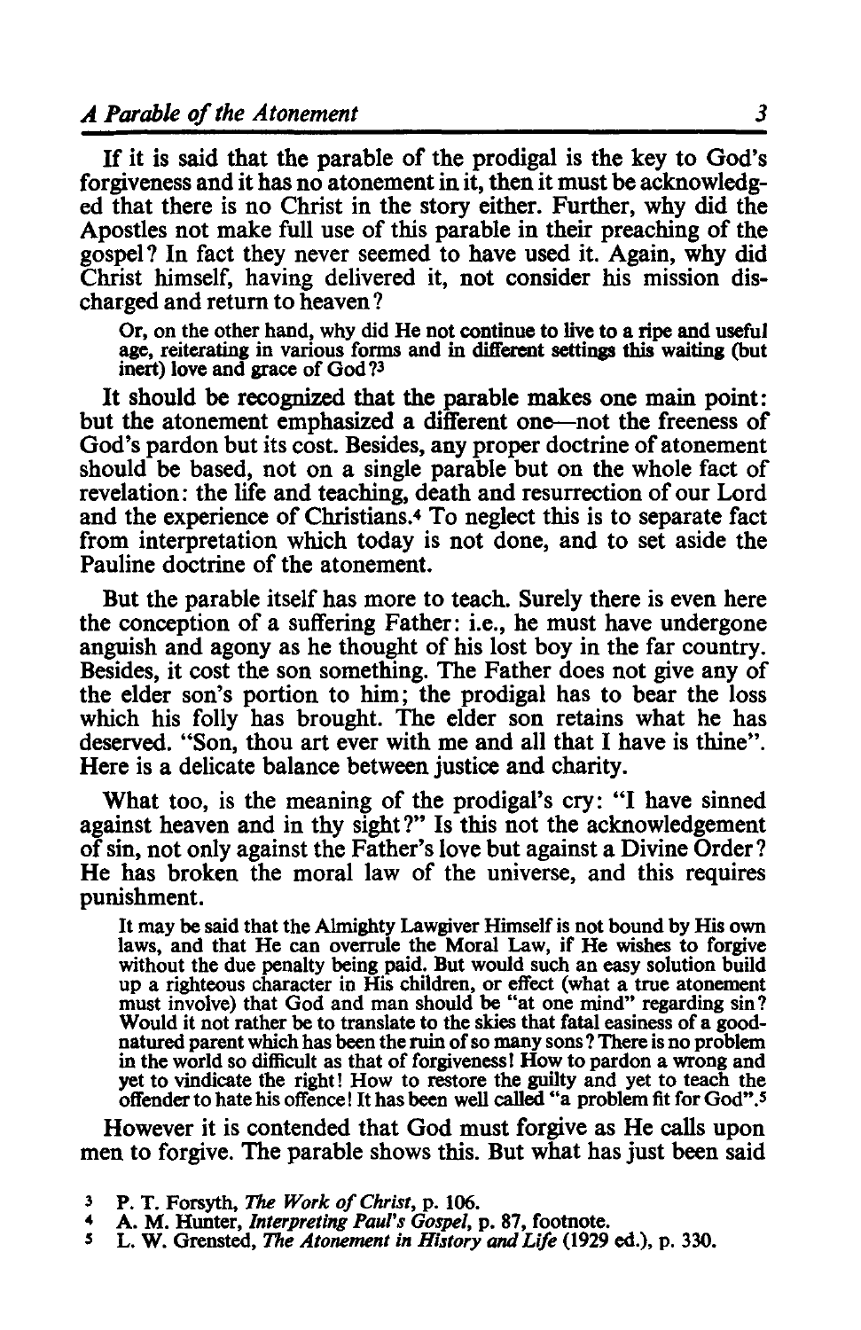If it is said that the parable of the prodigal is the key to God's forgiveness and it has no atonement in it, then it must be acknowledged that there is no Christ in the story either. Further, why did the Apostles not make full use of this parable in their preaching of the gospel? In fact they never seemed to have used it. Again, why did Christ himself, having delivered it, not consider his mission discharged and return to heaven?

> Or, on the other hand, why did He not continue to live to a ripe and useful age, reiterating in various forms and in different settings this waiting (but inert) love and grace of God?[3]

It should be recognized that the parable makes one main point: but the atonement emphasized a different one—not the freeness of God's pardon but its cost. Besides, any proper doctrine of atonement should be based, not on a single parable but on the whole fact of revelation: the life and teaching, death and resurrection of our Lord and the experience of Christians.[4] To neglect this is to separate fact from interpretation which today is not done, and to set aside the Pauline doctrine of the atonement.

But the parable itself has more to teach. Surely there is even here the conception of a suffering Father: i.e., he must have undergone anguish and agony as he thought of his lost boy in the far country. Besides, it cost the son something. The Father does not give any of the elder son's portion to him; the prodigal has to bear the loss which his folly has brought. The elder son retains what he has deserved. "Son, thou art ever with me and all that I have is thine". Here is a delicate balance between justice and charity.

What too, is the meaning of the prodigal's cry: "I have sinned against heaven and in thy sight?" Is this not the acknowledgement of sin, not only against the Father's love but against a Divine Order? He has broken the moral law of the universe, and this requires punishment.

> It may be said that the Almighty Lawgiver Himself is not bound by His own laws, and that He can overrule the Moral Law, if He wishes to forgive without the due penalty being paid. But would such an easy solution build up a righteous character in His children, or effect (what a true atonement must involve) that God and man should be "at one mind" regarding sin? Would it not rather be to translate to the skies that fatal easiness of a good-natured parent which has been the ruin of so many sons? There is no problem in the world so difficult as that of forgiveness! How to pardon a wrong and yet to vindicate the right! How to restore the guilty and yet to teach the offender to hate his offence! It has been well called "a problem fit for God".[5]

However it is contended that God must forgive as He calls upon men to forgive. The parable shows this. But what has just been said

---

[3] P. T. Forsyth, *The Work of Christ*, p. 106.

[4] A. M. Hunter, *Interpreting Paul's Gospel*, p. 87, footnote.

[5] L. W. Grensted, *The Atonement in History and Life* (1929 ed.), p. 330.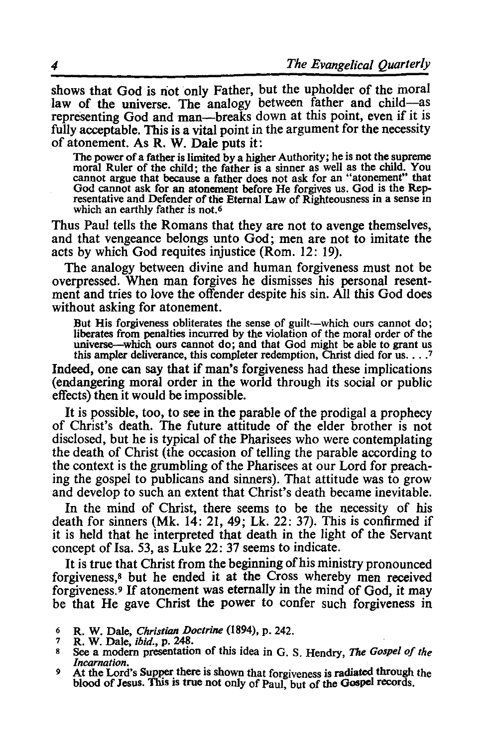shows that God is not only Father, but the upholder of the moral law of the universe. The analogy between father and child—as representing God and man—breaks down at this point, even if it is fully acceptable. This is a vital point in the argument for the necessity of atonement. As R. W. Dale puts it:

> The power of a father is limited by a higher Authority; he is not the supreme moral Ruler of the child; the father is a sinner as well as the child. You cannot argue that because a father does not ask for an "atonement" that God cannot ask for an atonement before He forgives us. God is the Representative and Defender of the Eternal Law of Righteousness in a sense in which an earthly father is not.[6]

Thus Paul tells the Romans that they are not to avenge themselves, and that vengeance belongs unto God; men are not to imitate the acts by which God requites injustice (Rom. 12: 19).

The analogy between divine and human forgiveness must not be overpressed. When man forgives he dismisses his personal resentment and tries to love the offender despite his sin. All this God does without asking for atonement.

> But His forgiveness obliterates the sense of guilt—which ours cannot do; liberates from penalties incurred by the violation of the moral order of the universe—which ours cannot do; and that God might be able to grant us this ampler deliverance, this completer redemption, Christ died for us. . . .[7]

Indeed, one can say that if man's forgiveness had these implications (endangering moral order in the world through its social or public effects) then it would be impossible.

It is possible, too, to see in the parable of the prodigal a prophecy of Christ's death. The future attitude of the elder brother is not disclosed, but he is typical of the Pharisees who were contemplating the death of Christ (the occasion of telling the parable according to the context is the grumbling of the Pharisees at our Lord for preaching the gospel to publicans and sinners). That attitude was to grow and develop to such an extent that Christ's death became inevitable.

In the mind of Christ, there seems to be the necessity of his death for sinners (Mk. 14: 21, 49; Lk. 22: 37). This is confirmed if it is held that he interpreted that death in the light of the Servant concept of Isa. 53, as Luke 22: 37 seems to indicate.

It is true that Christ from the beginning of his ministry pronounced forgiveness,[8] but he ended it at the Cross whereby men received forgiveness.[9] If atonement was eternally in the mind of God, it may be that He gave Christ the power to confer such forgiveness in

---

6 R. W. Dale, *Christian Doctrine* (1894), p. 242.

7 R. W. Dale, *ibid.*, p. 248.

8 See a modern presentation of this idea in G. S. Hendry, *The Gospel of the Incarnation*.

9 At the Lord's Supper there is shown that forgiveness is radiated through the blood of Jesus. This is true not only of Paul, but of the Gospel records.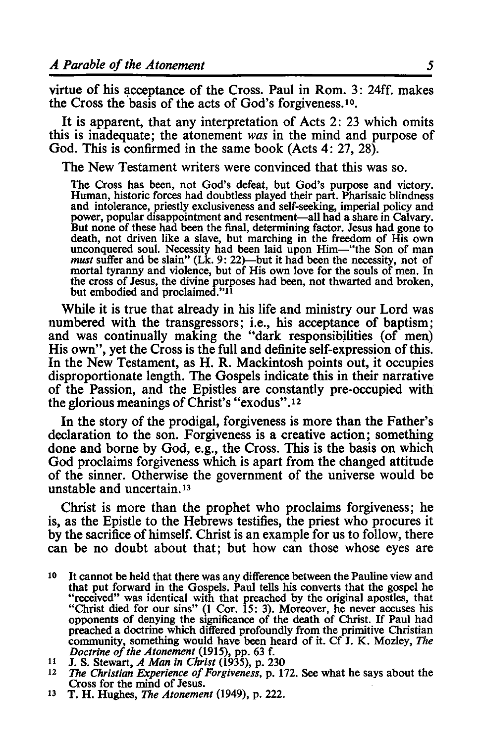virtue of his acceptance of the Cross. Paul in Rom. 3: 24ff. makes the Cross the basis of the acts of God's forgiveness.[10].

It is apparent, that any interpretation of Acts 2: 23 which omits this is inadequate; the atonement *was* in the mind and purpose of God. This is confirmed in the same book (Acts 4: 27, 28).

The New Testament writers were convinced that this was so.

> The Cross has been, not God's defeat, but God's purpose and victory. Human, historic forces had doubtless played their part. Pharisaic blindness and intolerance, priestly exclusiveness and self-seeking, imperial policy and power, popular disappointment and resentment—all had a share in Calvary. But none of these had been the final, determining factor. Jesus had gone to death, not driven like a slave, but marching in the freedom of His own unconquered soul. Necessity had been laid upon Him—"the Son of man *must* suffer and be slain" (Lk. 9: 22)—but it had been the necessity, not of mortal tyranny and violence, but of His own love for the souls of men. In the cross of Jesus, the divine purposes had been, not thwarted and broken, but embodied and proclaimed."[11]

While it is true that already in his life and ministry our Lord was numbered with the transgressors; i.e., his acceptance of baptism; and was continually making the "dark responsibilities (of men) His own", yet the Cross is the full and definite self-expression of this. In the New Testament, as H. R. Mackintosh points out, it occupies disproportionate length. The Gospels indicate this in their narrative of the Passion, and the Epistles are constantly pre-occupied with the glorious meanings of Christ's "exodus".[12]

In the story of the prodigal, forgiveness is more than the Father's declaration to the son. Forgiveness is a creative action; something done and borne by God, e.g., the Cross. This is the basis on which God proclaims forgiveness which is apart from the changed attitude of the sinner. Otherwise the government of the universe would be unstable and uncertain.[13]

Christ is more than the prophet who proclaims forgiveness; he is, as the Epistle to the Hebrews testifies, the priest who procures it by the sacrifice of himself. Christ is an example for us to follow, there can be no doubt about that; but how can those whose eyes are

---

[10] It cannot be held that there was any difference between the Pauline view and that put forward in the Gospels. Paul tells his converts that the gospel he "received" was identical with that preached by the original apostles, that "Christ died for our sins" (1 Cor. 15: 3). Moreover, he never accuses his opponents of denying the significance of the death of Christ. If Paul had preached a doctrine which differed profoundly from the primitive Christian community, something would have been heard of it. Cf J. K. Mozley, *The Doctrine of the Atonement* (1915), pp. 63 f.

[11] J. S. Stewart, *A Man in Christ* (1935), p. 230

[12] *The Christian Experience of Forgiveness*, p. 172. See what he says about the Cross for the mind of Jesus.

[13] T. H. Hughes, *The Atonement* (1949), p. 222.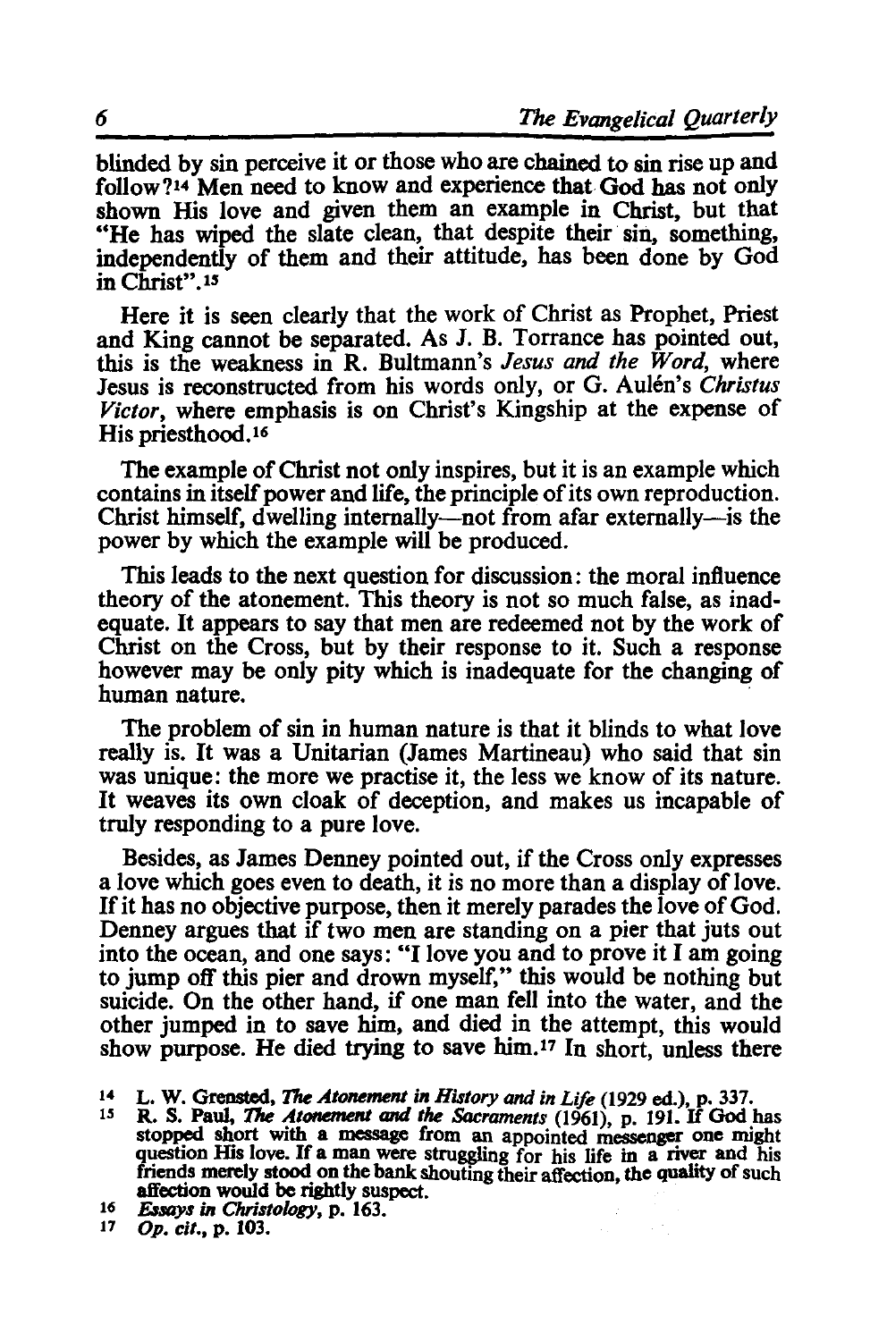blinded by sin perceive it or those who are chained to sin rise up and follow?[14] Men need to know and experience that God has not only shown His love and given them an example in Christ, but that "He has wiped the slate clean, that despite their sin, something, independently of them and their attitude, has been done by God in Christ".[15]

Here it is seen clearly that the work of Christ as Prophet, Priest and King cannot be separated. As J. B. Torrance has pointed out, this is the weakness in R. Bultmann's *Jesus and the Word*, where Jesus is reconstructed from his words only, or G. Aulén's *Christus Victor*, where emphasis is on Christ's Kingship at the expense of His priesthood.[16]

The example of Christ not only inspires, but it is an example which contains in itself power and life, the principle of its own reproduction. Christ himself, dwelling internally—not from afar externally—is the power by which the example will be produced.

This leads to the next question for discussion: the moral influence theory of the atonement. This theory is not so much false, as inadequate. It appears to say that men are redeemed not by the work of Christ on the Cross, but by their response to it. Such a response however may be only pity which is inadequate for the changing of human nature.

The problem of sin in human nature is that it blinds to what love really is. It was a Unitarian (James Martineau) who said that sin was unique: the more we practise it, the less we know of its nature. It weaves its own cloak of deception, and makes us incapable of truly responding to a pure love.

Besides, as James Denney pointed out, if the Cross only expresses a love which goes even to death, it is no more than a display of love. If it has no objective purpose, then it merely parades the love of God. Denney argues that if two men are standing on a pier that juts out into the ocean, and one says: "I love you and to prove it I am going to jump off this pier and drown myself," this would be nothing but suicide. On the other hand, if one man fell into the water, and the other jumped in to save him, and died in the attempt, this would show purpose. He died trying to save him.[17] In short, unless there

[14] L. W. Grensted, *The Atonement in History and in Life* (1929 ed.), p. 337.

[15] R. S. Paul, *The Atonement and the Sacraments* (1961), p. 191. If God has stopped short with a message from an appointed messenger one might question His love. If a man were struggling for his life in a river and his friends merely stood on the bank shouting their affection, the quality of such affection would be rightly suspect.

[16] *Essays in Christology*, p. 163.

[17] *Op. cit.*, p. 103.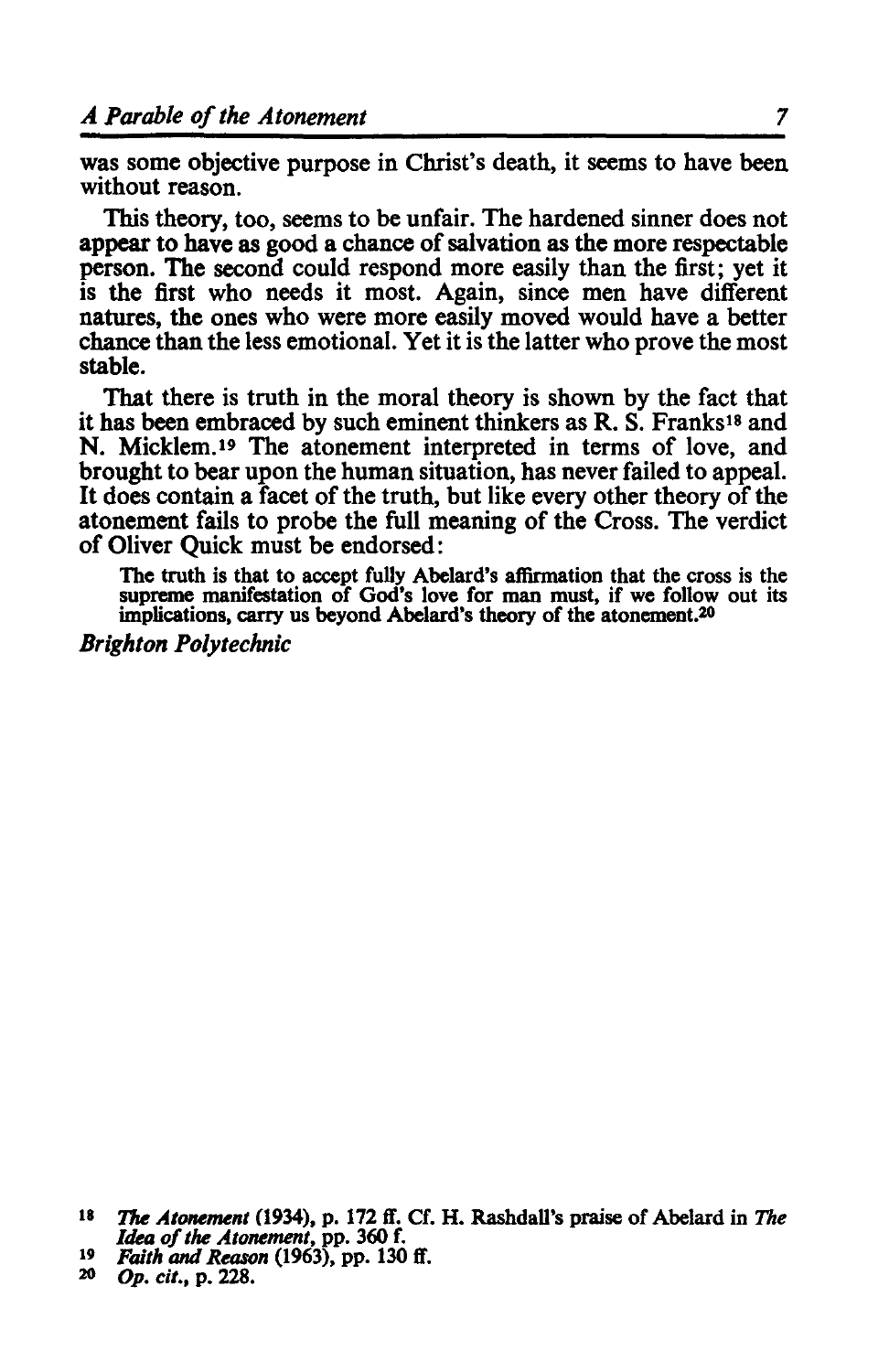was some objective purpose in Christ's death, it seems to have been without reason.

This theory, too, seems to be unfair. The hardened sinner does not appear to have as good a chance of salvation as the more respectable person. The second could respond more easily than the first; yet it is the first who needs it most. Again, since men have different natures, the ones who were more easily moved would have a better chance than the less emotional. Yet it is the latter who prove the most stable.

That there is truth in the moral theory is shown by the fact that it has been embraced by such eminent thinkers as R. S. Franks[18] and N. Micklem.[19] The atonement interpreted in terms of love, and brought to bear upon the human situation, has never failed to appeal. It does contain a facet of the truth, but like every other theory of the atonement fails to probe the full meaning of the Cross. The verdict of Oliver Quick must be endorsed:

> The truth is that to accept fully Abelard's affirmation that the cross is the supreme manifestation of God's love for man must, if we follow out its implications, carry us beyond Abelard's theory of the atonement.[20]

*Brighton Polytechnic*

---

[18] *The Atonement* (1934), p. 172 ff. Cf. H. Rashdall's praise of Abelard in *The Idea of the Atonement*, pp. 360 f.

[19] *Faith and Reason* (1963), pp. 130 ff.

[20] *Op. cit.*, p. 228.